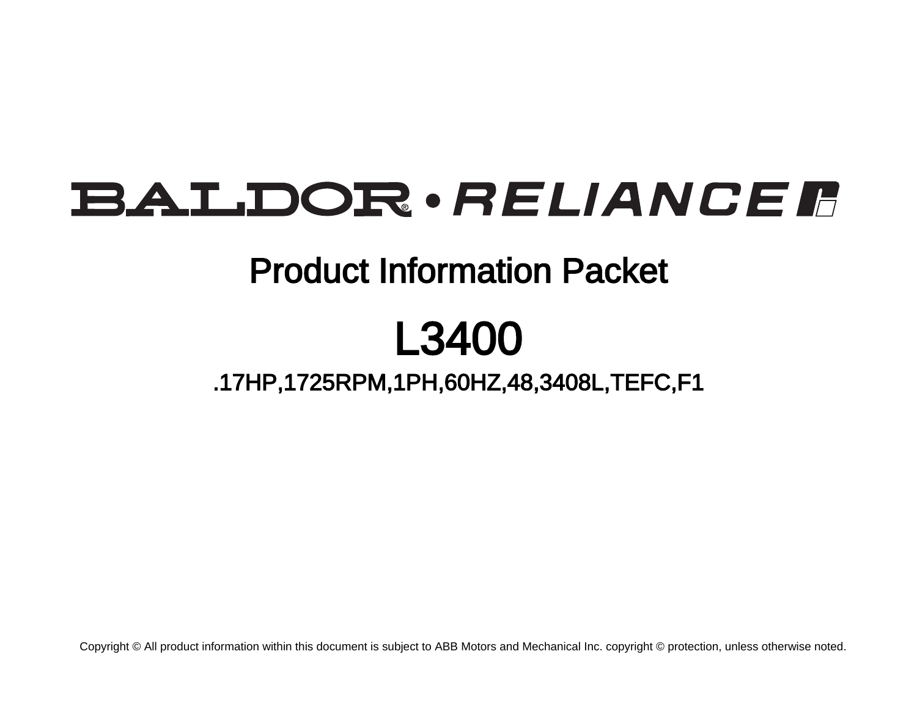BALDOR • RELIANCE

# Product Information Packet

# L3400

## .17HP,1725RPM,1PH,60HZ,48,3408L,TEFC,F1

Copyright © All product information within this document is subject to ABB Motors and Mechanical Inc. copyright © protection, unless otherwise noted.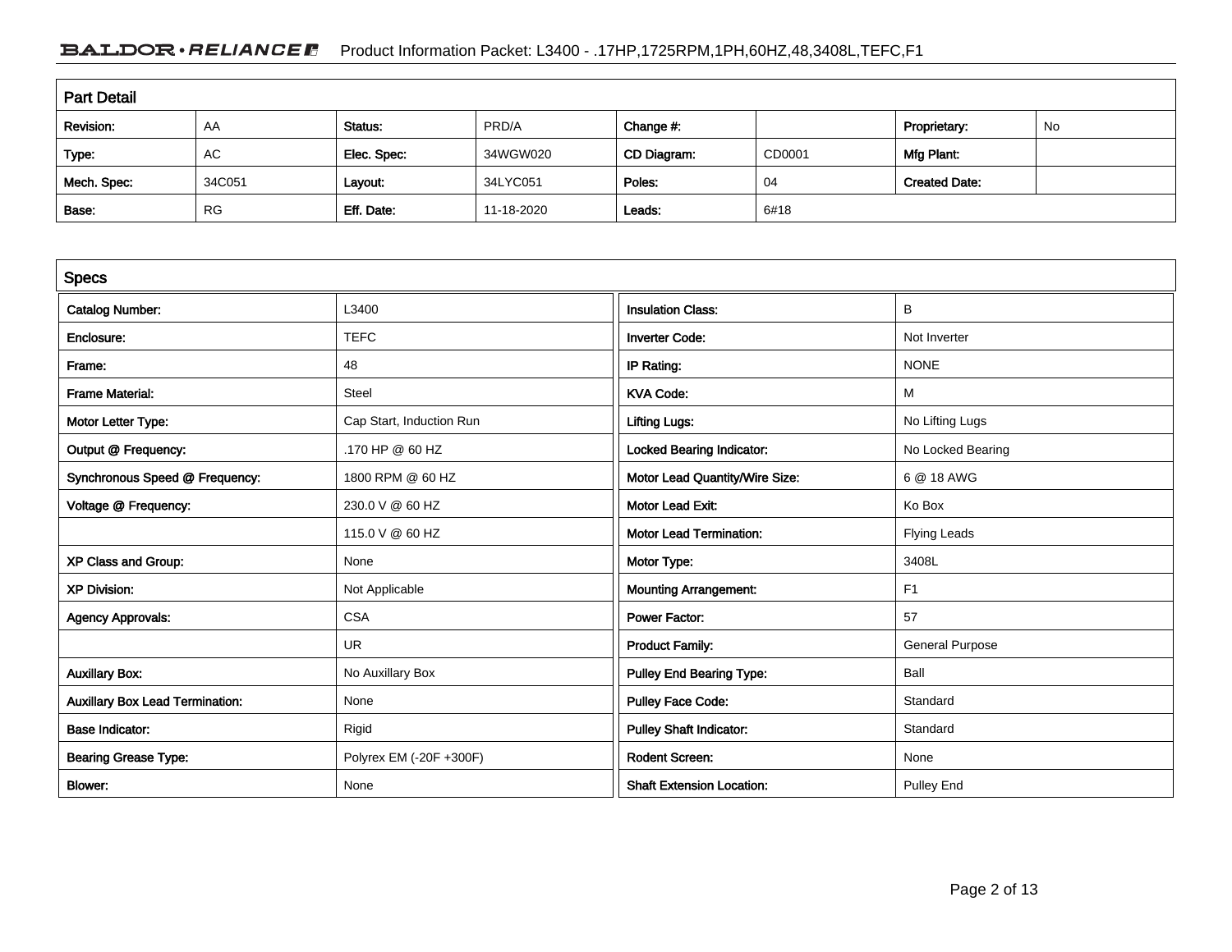## Part Detail

| Revision: | AA | Status: | PRD/A | Change #: | | Proprietary: | No |
|---|---|---|---|---|---|---|---|
| Type: | AC | Elec. Spec: | 34WGW020 | CD Diagram: | CD0001 | Mfg Plant: | |
| Mech. Spec: | 34C051 | Layout: | 34LYC051 | Poles: | 04 | Created Date: | |
| Base: | RG | Eff. Date: | 11-18-2020 | Leads: | 6#18 | | |

## Specs

| | |
|---|---|
| Catalog Number: | L3400 |
| Enclosure: | TEFC |
| Frame: | 48 |
| Frame Material: | Steel |
| Motor Letter Type: | Cap Start, Induction Run |
| Output @ Frequency: | .170 HP @ 60 HZ |
| Synchronous Speed @ Frequency: | 1800 RPM @ 60 HZ |
| Voltage @ Frequency: | 230.0 V @ 60 HZ |
| | 115.0 V @ 60 HZ |
| XP Class and Group: | None |
| XP Division: | Not Applicable |
| Agency Approvals: | CSA |
| | UR |
| Auxillary Box: | No Auxillary Box |
| Auxillary Box Lead Termination: | None |
| Base Indicator: | Rigid |
| Bearing Grease Type: | Polyrex EM (-20F +300F) |
| Blower: | None |

| | |
|---|---|
| Insulation Class: | B |
| Inverter Code: | Not Inverter |
| IP Rating: | NONE |
| KVA Code: | M |
| Lifting Lugs: | No Lifting Lugs |
| Locked Bearing Indicator: | No Locked Bearing |
| Motor Lead Quantity/Wire Size: | 6 @ 18 AWG |
| Motor Lead Exit: | Ko Box |
| Motor Lead Termination: | Flying Leads |
| Motor Type: | 3408L |
| Mounting Arrangement: | F1 |
| Power Factor: | 57 |
| Product Family: | General Purpose |
| Pulley End Bearing Type: | Ball |
| Pulley Face Code: | Standard |
| Pulley Shaft Indicator: | Standard |
| Rodent Screen: | None |
| Shaft Extension Location: | Pulley End |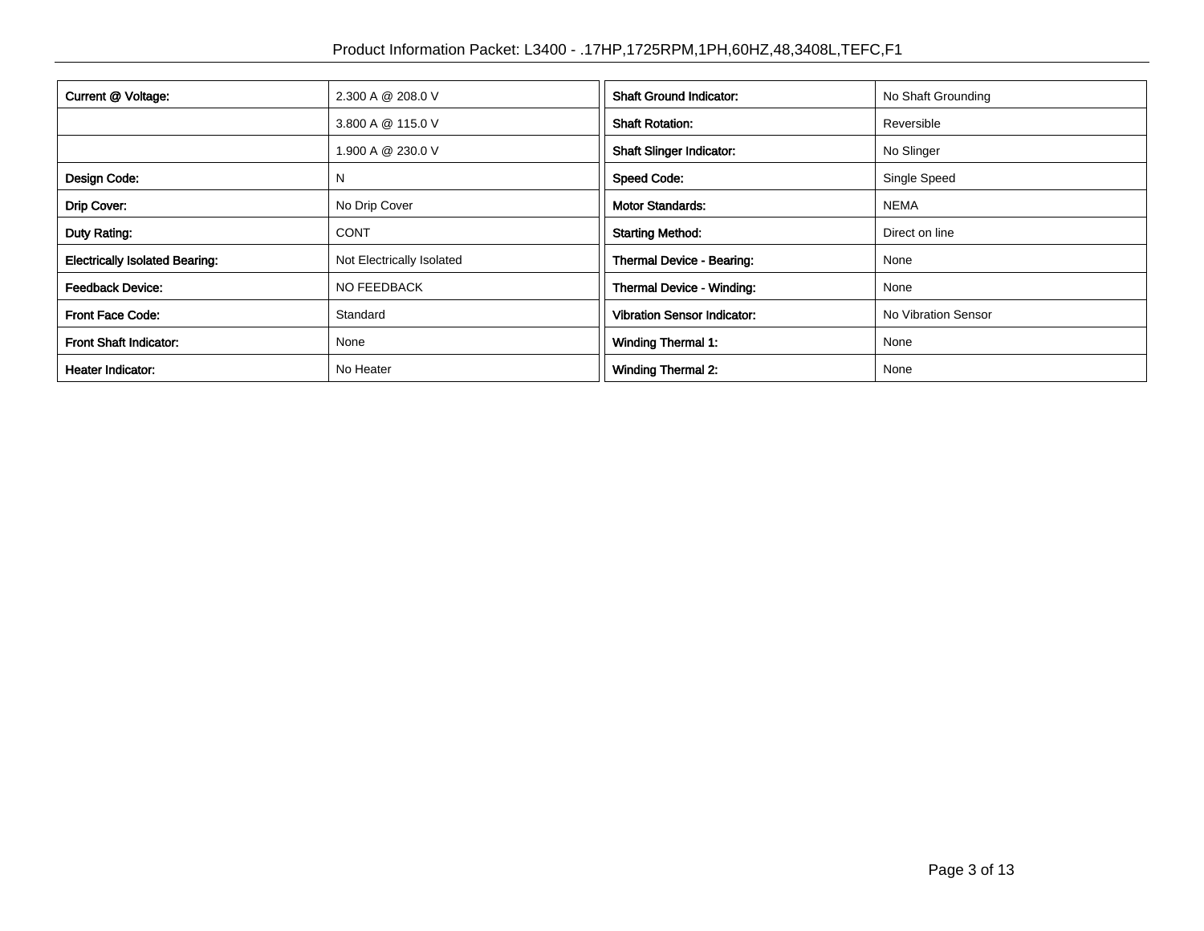| | | | |
|---|---|---|---|
| **Current @ Voltage:** | 2.300 A @ 208.0 V | **Shaft Ground Indicator:** | No Shaft Grounding |
| | 3.800 A @ 115.0 V | **Shaft Rotation:** | Reversible |
| | 1.900 A @ 230.0 V | **Shaft Slinger Indicator:** | No Slinger |
| **Design Code:** | N | **Speed Code:** | Single Speed |
| **Drip Cover:** | No Drip Cover | **Motor Standards:** | NEMA |
| **Duty Rating:** | CONT | **Starting Method:** | Direct on line |
| **Electrically Isolated Bearing:** | Not Electrically Isolated | **Thermal Device - Bearing:** | None |
| **Feedback Device:** | NO FEEDBACK | **Thermal Device - Winding:** | None |
| **Front Face Code:** | Standard | **Vibration Sensor Indicator:** | No Vibration Sensor |
| **Front Shaft Indicator:** | None | **Winding Thermal 1:** | None |
| **Heater Indicator:** | No Heater | **Winding Thermal 2:** | None |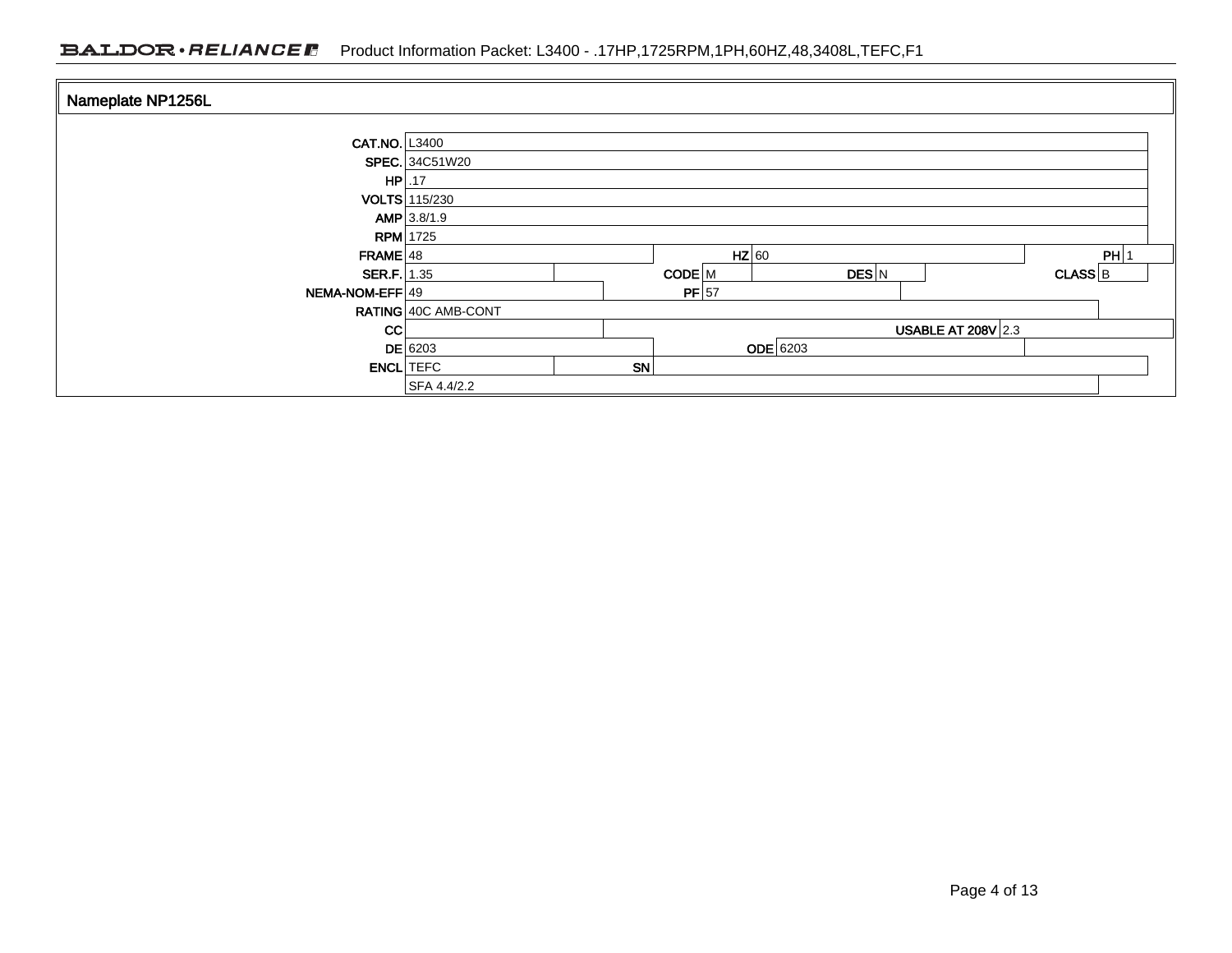## Nameplate NP1256L

| Field | Value | Field | Value | Field | Value | Field | Value |
|---|---|---|---|---|---|---|---|
| CAT.NO. | L3400 | | | | | | |
| SPEC. | 34C51W20 | | | | | | |
| HP | .17 | | | | | | |
| VOLTS | 115/230 | | | | | | |
| AMP | 3.8/1.9 | | | | | | |
| RPM | 1725 | | | | | | |
| FRAME | 48 | HZ | 60 | | | PH | 1 |
| SER.F. | 1.35 | CODE | M | DES | N | CLASS | B |
| NEMA-NOM-EFF | 49 | PF | 57 | | | | |
| RATING | 40C AMB-CONT | | | | | | |
| CC | | | | USABLE AT 208V | 2.3 | | |
| DE | 6203 | ODE | 6203 | | | | |
| ENCL | TEFC | SN | | | | | |
| | SFA 4.4/2.2 | | | | | | |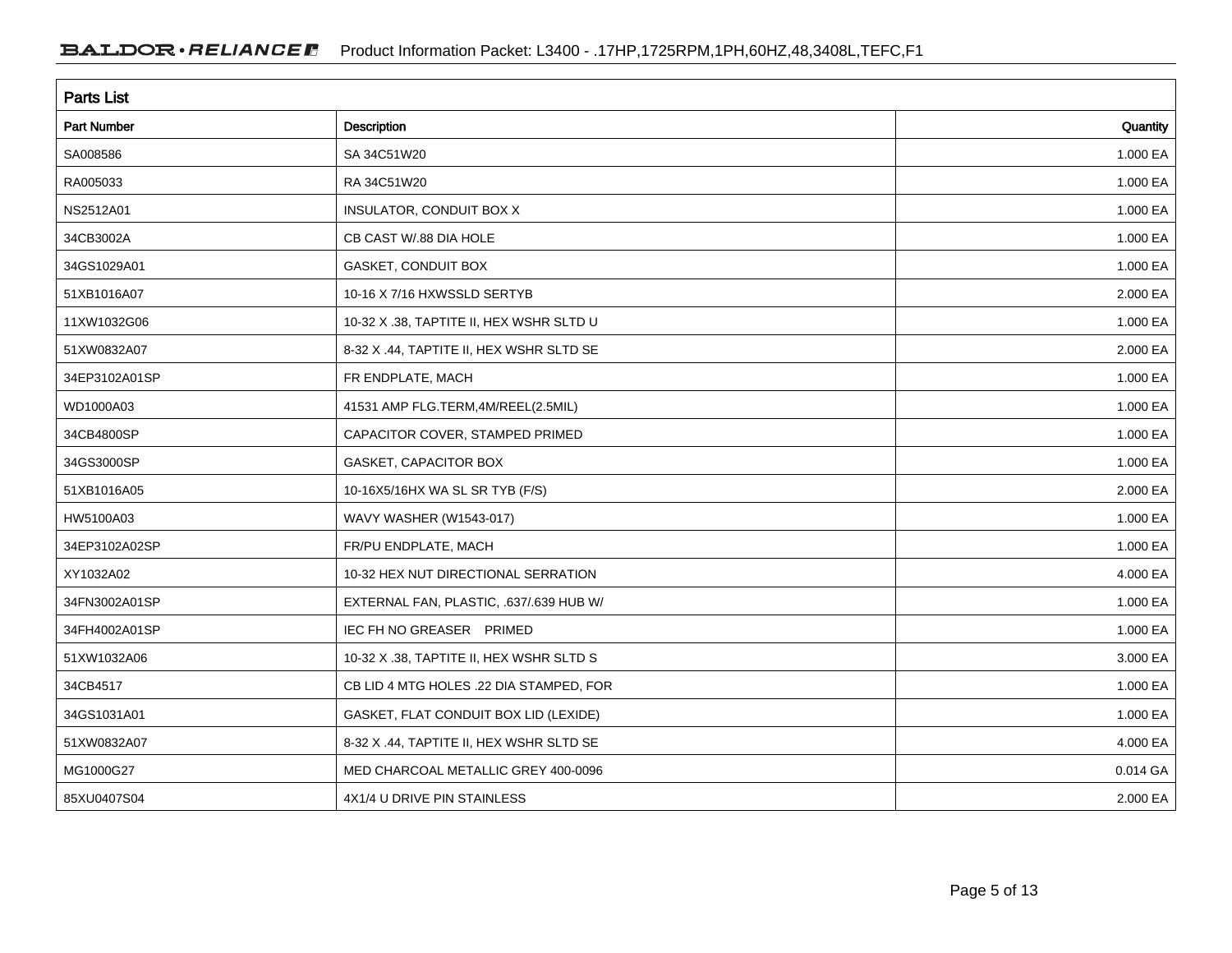## Parts List

| Part Number | Description | Quantity |
|---|---|---|
| SA008586 | SA 34C51W20 | 1.000 EA |
| RA005033 | RA 34C51W20 | 1.000 EA |
| NS2512A01 | INSULATOR, CONDUIT BOX X | 1.000 EA |
| 34CB3002A | CB CAST W/.88 DIA HOLE | 1.000 EA |
| 34GS1029A01 | GASKET, CONDUIT BOX | 1.000 EA |
| 51XB1016A07 | 10-16 X 7/16 HXWSSLD SERTYB | 2.000 EA |
| 11XW1032G06 | 10-32 X .38, TAPTITE II, HEX WSHR SLTD U | 1.000 EA |
| 51XW0832A07 | 8-32 X .44, TAPTITE II, HEX WSHR SLTD SE | 2.000 EA |
| 34EP3102A01SP | FR ENDPLATE, MACH | 1.000 EA |
| WD1000A03 | 41531 AMP FLG.TERM,4M/REEL(2.5MIL) | 1.000 EA |
| 34CB4800SP | CAPACITOR COVER, STAMPED PRIMED | 1.000 EA |
| 34GS3000SP | GASKET, CAPACITOR BOX | 1.000 EA |
| 51XB1016A05 | 10-16X5/16HX WA SL SR TYB (F/S) | 2.000 EA |
| HW5100A03 | WAVY WASHER (W1543-017) | 1.000 EA |
| 34EP3102A02SP | FR/PU ENDPLATE, MACH | 1.000 EA |
| XY1032A02 | 10-32 HEX NUT DIRECTIONAL SERRATION | 4.000 EA |
| 34FN3002A01SP | EXTERNAL FAN, PLASTIC, .637/.639 HUB W/ | 1.000 EA |
| 34FH4002A01SP | IEC FH NO GREASER PRIMED | 1.000 EA |
| 51XW1032A06 | 10-32 X .38, TAPTITE II, HEX WSHR SLTD S | 3.000 EA |
| 34CB4517 | CB LID 4 MTG HOLES .22 DIA STAMPED, FOR | 1.000 EA |
| 34GS1031A01 | GASKET, FLAT CONDUIT BOX LID (LEXIDE) | 1.000 EA |
| 51XW0832A07 | 8-32 X .44, TAPTITE II, HEX WSHR SLTD SE | 4.000 EA |
| MG1000G27 | MED CHARCOAL METALLIC GREY 400-0096 | 0.014 GA |
| 85XU0407S04 | 4X1/4 U DRIVE PIN STAINLESS | 2.000 EA |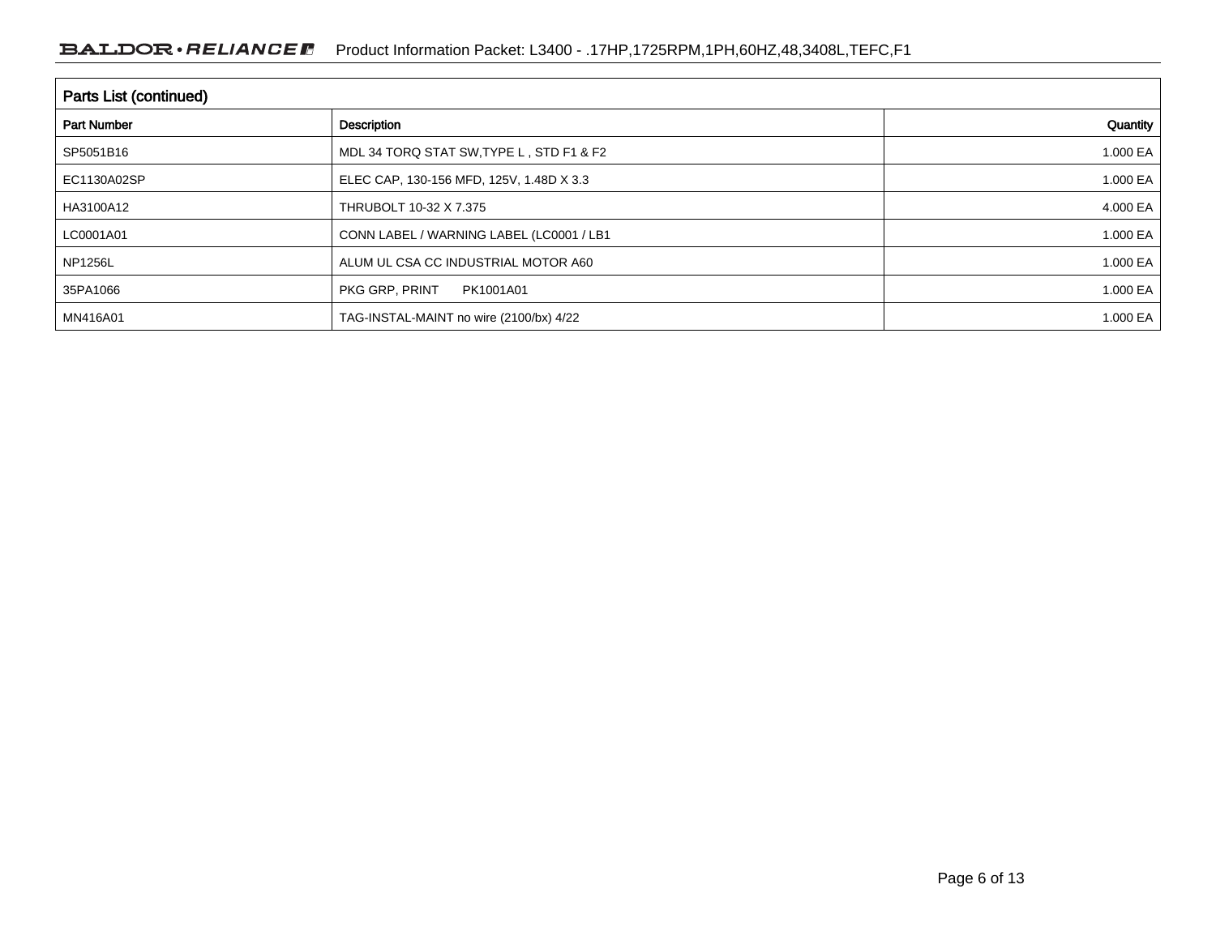## Parts List (continued)

| Part Number | Description | Quantity |
|---|---|---|
| SP5051B16 | MDL 34 TORQ STAT SW,TYPE L , STD F1 & F2 | 1.000 EA |
| EC1130A02SP | ELEC CAP, 130-156 MFD, 125V, 1.48D X 3.3 | 1.000 EA |
| HA3100A12 | THRUBOLT 10-32 X 7.375 | 4.000 EA |
| LC0001A01 | CONN LABEL / WARNING LABEL (LC0001 / LB1 | 1.000 EA |
| NP1256L | ALUM UL CSA CC INDUSTRIAL MOTOR A60 | 1.000 EA |
| 35PA1066 | PKG GRP, PRINT PK1001A01 | 1.000 EA |
| MN416A01 | TAG-INSTAL-MAINT no wire (2100/bx) 4/22 | 1.000 EA |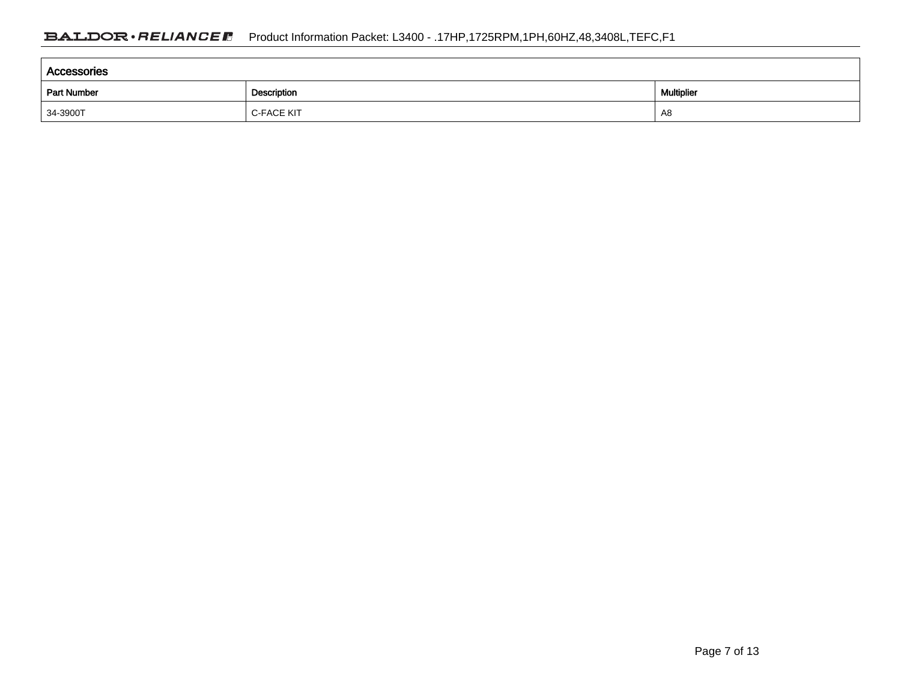## Accessories

| Part Number | Description | Multiplier |
| --- | --- | --- |
| 34-3900T | C-FACE KIT | A8 |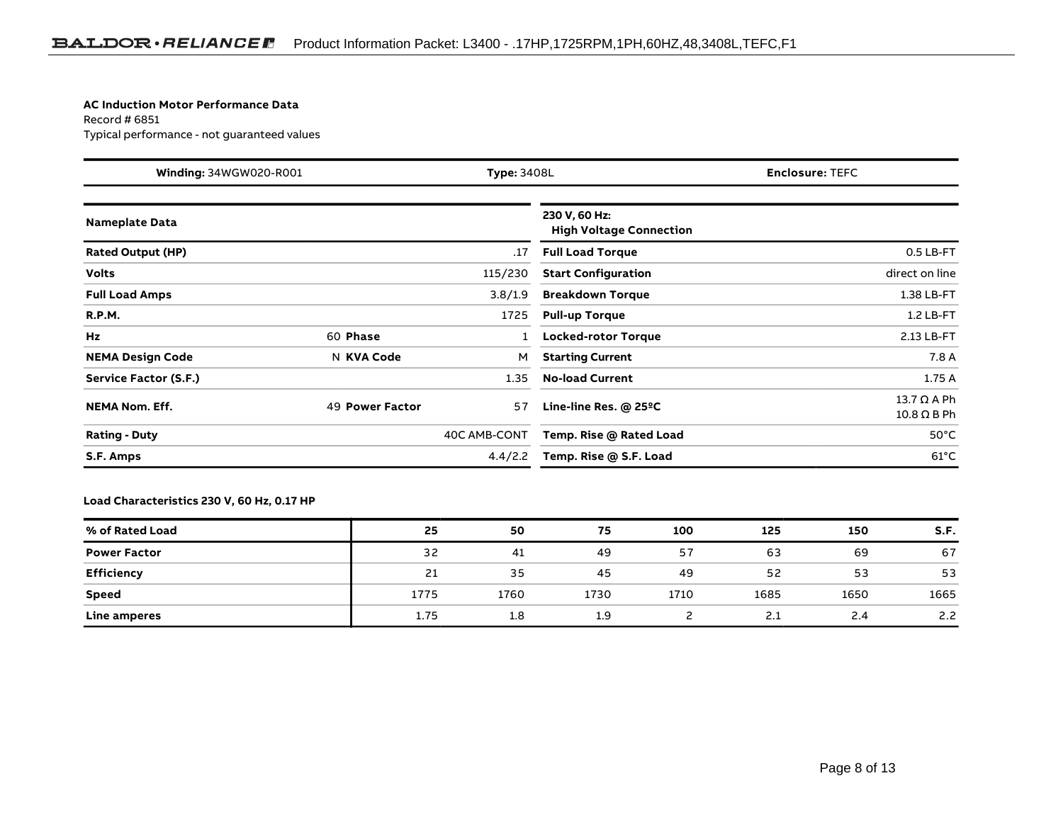**AC Induction Motor Performance Data**

Record # 6851

Typical performance - not guaranteed values

| **Winding:** 34WGW020-R001 | **Type:** 3408L | **Enclosure:** TEFC |
|---|---|---|

| **Nameplate Data** | | | | **230 V, 60 Hz: High Voltage Connection** | |
|---|---|---|---|---|---|
| **Rated Output (HP)** | | | .17 | **Full Load Torque** | 0.5 LB-FT |
| **Volts** | | | 115/230 | **Start Configuration** | direct on line |
| **Full Load Amps** | | | 3.8/1.9 | **Breakdown Torque** | 1.38 LB-FT |
| **R.P.M.** | | | 1725 | **Pull-up Torque** | 1.2 LB-FT |
| **Hz** | 60 | **Phase** | 1 | **Locked-rotor Torque** | 2.13 LB-FT |
| **NEMA Design Code** | N | **KVA Code** | M | **Starting Current** | 7.8 A |
| **Service Factor (S.F.)** | | | 1.35 | **No-load Current** | 1.75 A |
| **NEMA Nom. Eff.** | 49 | **Power Factor** | 57 | **Line-line Res. @ 25ºC** | 13.7 Ω A Ph<br>10.8 Ω B Ph |
| **Rating - Duty** | | | 40C AMB-CONT | **Temp. Rise @ Rated Load** | 50°C |
| **S.F. Amps** | | | 4.4/2.2 | **Temp. Rise @ S.F. Load** | 61°C |

**Load Characteristics 230 V, 60 Hz, 0.17 HP**

| **% of Rated Load** | **25** | **50** | **75** | **100** | **125** | **150** | **S.F.** |
|---|---|---|---|---|---|---|---|
| **Power Factor** | 32 | 41 | 49 | 57 | 63 | 69 | 67 |
| **Efficiency** | 21 | 35 | 45 | 49 | 52 | 53 | 53 |
| **Speed** | 1775 | 1760 | 1730 | 1710 | 1685 | 1650 | 1665 |
| **Line amperes** | 1.75 | 1.8 | 1.9 | 2 | 2.1 | 2.4 | 2.2 |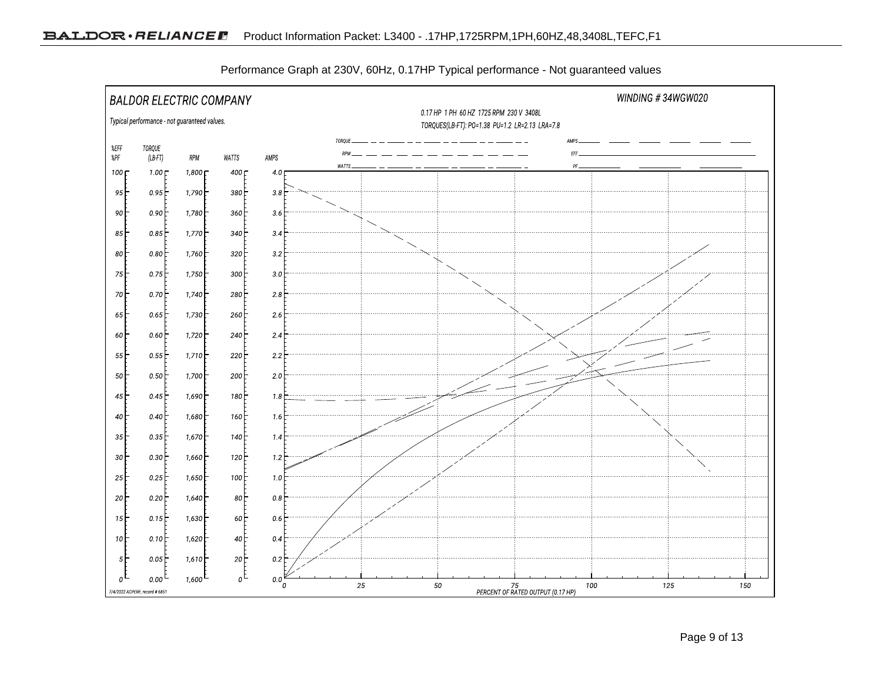Performance Graph at 230V, 60Hz, 0.17HP Typical performance - Not guaranteed values

BALDOR ELECTRIC COMPANY

WINDING # 34WGW020

0.17 HP 1 PH 60 HZ 1725 RPM 230 V 3408L

TORQUES(LB-FT): PO=1.38 PU=1.2 LR=2.13 LRA=7.8

Typical performance - not guaranteed values.

TORQUE, RPM, WATTS, AMPS, EFF, PF

| %EFF %PF | TORQUE (LB-FT) | RPM | WATTS | AMPS |
|---|---|---|---|---|
| 100 | 1.00 | 1,800 | 400 | 4.0 |
| 95 | 0.95 | 1,790 | 380 | 3.8 |
| 90 | 0.90 | 1,780 | 360 | 3.6 |
| 85 | 0.85 | 1,770 | 340 | 3.4 |
| 80 | 0.80 | 1,760 | 320 | 3.2 |
| 75 | 0.75 | 1,750 | 300 | 3.0 |
| 70 | 0.70 | 1,740 | 280 | 2.8 |
| 65 | 0.65 | 1,730 | 260 | 2.6 |
| 60 | 0.60 | 1,720 | 240 | 2.4 |
| 55 | 0.55 | 1,710 | 220 | 2.2 |
| 50 | 0.50 | 1,700 | 200 | 2.0 |
| 45 | 0.45 | 1,690 | 180 | 1.8 |
| 40 | 0.40 | 1,680 | 160 | 1.6 |
| 35 | 0.35 | 1,670 | 140 | 1.4 |
| 30 | 0.30 | 1,660 | 120 | 1.2 |
| 25 | 0.25 | 1,650 | 100 | 1.0 |
| 20 | 0.20 | 1,640 | 80 | 0.8 |
| 15 | 0.15 | 1,630 | 60 | 0.6 |
| 10 | 0.10 | 1,620 | 40 | 0.4 |
| 5 | 0.05 | 1,610 | 20 | 0.2 |
| 0 | 0.00 | 1,600 | 0 | 0.0 |

PERCENT OF RATED OUTPUT (0.17 HP): 0, 25, 50, 75, 100, 125, 150

7/4/2022 ACPERF, record # 6851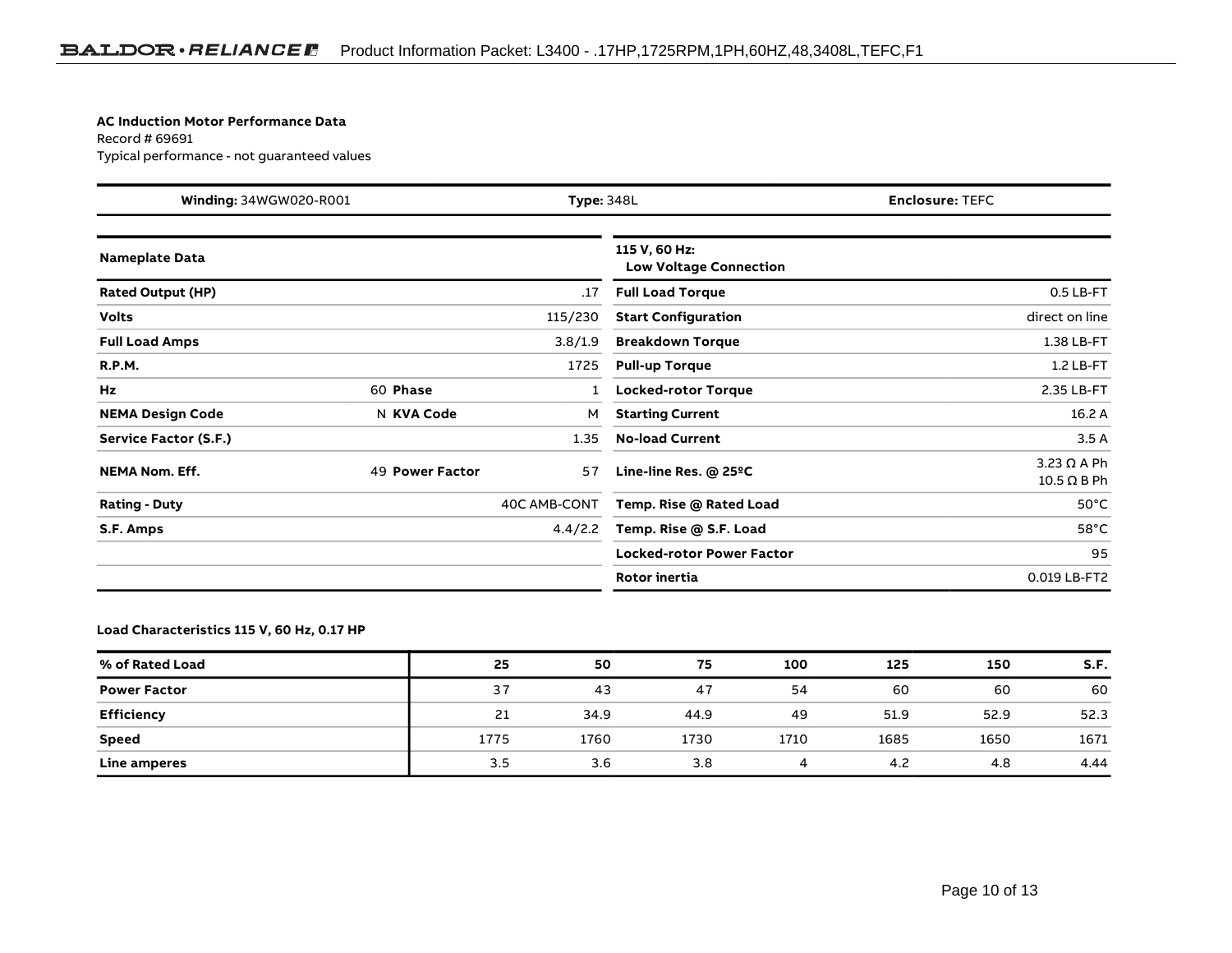**AC Induction Motor Performance Data**
Record # 69691
Typical performance - not guaranteed values

| **Winding:** 34WGW020-R001 | **Type:** 348L | **Enclosure:** TEFC |
|---|---|---|

| **Nameplate Data** | | | | **115 V, 60 Hz: Low Voltage Connection** | |
|---|---|---|---|---|---|
| **Rated Output (HP)** | | | .17 | **Full Load Torque** | 0.5 LB-FT |
| **Volts** | | | 115/230 | **Start Configuration** | direct on line |
| **Full Load Amps** | | | 3.8/1.9 | **Breakdown Torque** | 1.38 LB-FT |
| **R.P.M.** | | | 1725 | **Pull-up Torque** | 1.2 LB-FT |
| **Hz** | 60 | **Phase** | 1 | **Locked-rotor Torque** | 2.35 LB-FT |
| **NEMA Design Code** | N | **KVA Code** | M | **Starting Current** | 16.2 A |
| **Service Factor (S.F.)** | | | 1.35 | **No-load Current** | 3.5 A |
| **NEMA Nom. Eff.** | 49 | **Power Factor** | 57 | **Line-line Res. @ 25ºC** | 3.23 Ω A Ph<br>10.5 Ω B Ph |
| **Rating - Duty** | | | 40C AMB-CONT | **Temp. Rise @ Rated Load** | 50°C |
| **S.F. Amps** | | | 4.4/2.2 | **Temp. Rise @ S.F. Load** | 58°C |
| | | | | **Locked-rotor Power Factor** | 95 |
| | | | | **Rotor inertia** | 0.019 LB-FT2 |

**Load Characteristics 115 V, 60 Hz, 0.17 HP**

| **% of Rated Load** | **25** | **50** | **75** | **100** | **125** | **150** | **S.F.** |
|---|---|---|---|---|---|---|---|
| **Power Factor** | 37 | 43 | 47 | 54 | 60 | 60 | 60 |
| **Efficiency** | 21 | 34.9 | 44.9 | 49 | 51.9 | 52.9 | 52.3 |
| **Speed** | 1775 | 1760 | 1730 | 1710 | 1685 | 1650 | 1671 |
| **Line amperes** | 3.5 | 3.6 | 3.8 | 4 | 4.2 | 4.8 | 4.44 |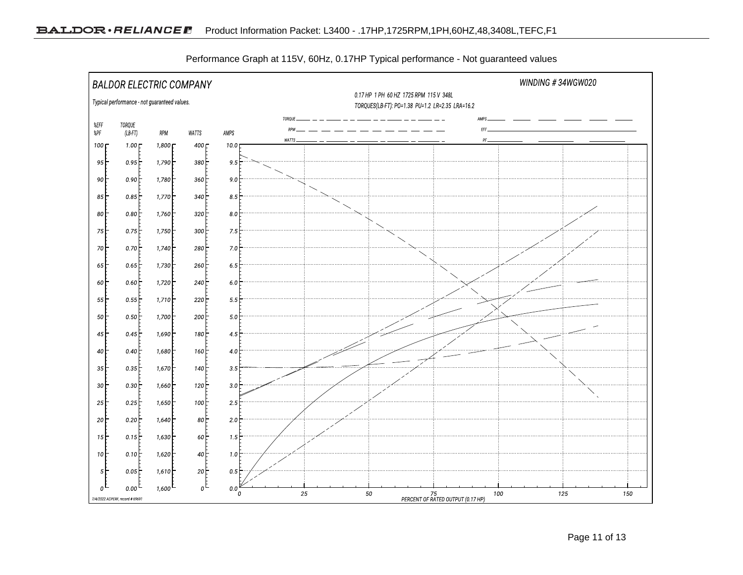Performance Graph at 115V, 60Hz, 0.17HP Typical performance - Not guaranteed values

BALDOR ELECTRIC COMPANY

WINDING # 34WGW020

0.17 HP 1 PH 60 HZ 1725 RPM 115 V 348L

TORQUES(LB-FT): PO=1.38 PU=1.2 LR=2.35 LRA=16.2

Typical performance - not guaranteed values.

TORQUE, RPM, WATTS, AMPS, EFF, PF

| %EFF %PF | TORQUE (LB-FT) | RPM | WATTS | AMPS |
|---|---|---|---|---|
| 100 | 1.00 | 1,800 | 400 | 10.0 |
| 95 | 0.95 | 1,790 | 380 | 9.5 |
| 90 | 0.90 | 1,780 | 360 | 9.0 |
| 85 | 0.85 | 1,770 | 340 | 8.5 |
| 80 | 0.80 | 1,760 | 320 | 8.0 |
| 75 | 0.75 | 1,750 | 300 | 7.5 |
| 70 | 0.70 | 1,740 | 280 | 7.0 |
| 65 | 0.65 | 1,730 | 260 | 6.5 |
| 60 | 0.60 | 1,720 | 240 | 6.0 |
| 55 | 0.55 | 1,710 | 220 | 5.5 |
| 50 | 0.50 | 1,700 | 200 | 5.0 |
| 45 | 0.45 | 1,690 | 180 | 4.5 |
| 40 | 0.40 | 1,680 | 160 | 4.0 |
| 35 | 0.35 | 1,670 | 140 | 3.5 |
| 30 | 0.30 | 1,660 | 120 | 3.0 |
| 25 | 0.25 | 1,650 | 100 | 2.5 |
| 20 | 0.20 | 1,640 | 80 | 2.0 |
| 15 | 0.15 | 1,630 | 60 | 1.5 |
| 10 | 0.10 | 1,620 | 40 | 1.0 |
| 5 | 0.05 | 1,610 | 20 | 0.5 |
| 0 | 0.00 | 1,600 | 0 | 0.0 |

0 25 50 75 100 125 150

PERCENT OF RATED OUTPUT (0.17 HP)

7/4/2022 ACPERF, record # 69691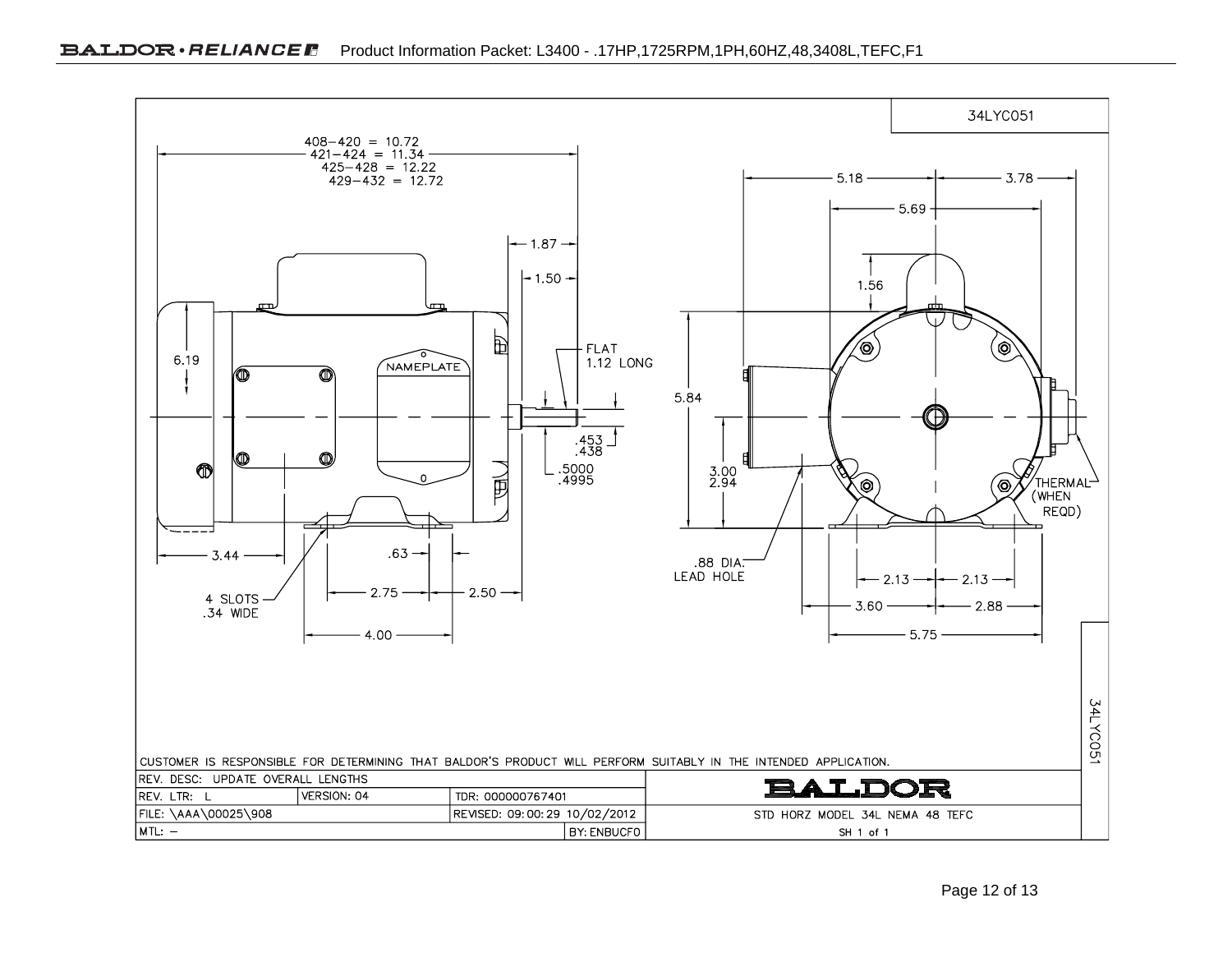34LYC051

408−420 = 10.72
421−424 = 11.34
425−428 = 12.22
429−432 = 12.72

1.87

1.50

FLAT
1.12 LONG

6.19

NAMEPLATE

.453
.438

.5000
.4995

3.44

.63

4 SLOTS
.34 WIDE

2.75

2.50

4.00

5.18

3.78

5.69

1.56

5.84

3.00
2.94

THERMAL
(WHEN
REQD)

.88 DIA.
LEAD HOLE

2.13

2.13

3.60

2.88

5.75

CUSTOMER IS RESPONSIBLE FOR DETERMINING THAT BALDOR'S PRODUCT WILL PERFORM SUITABLY IN THE INTENDED APPLICATION.

| REV. DESC: UPDATE OVERALL LENGTHS | | | BALDOR |
|---|---|---|---|
| REV. LTR: L | VERSION: 04 | TDR: 000000767401 | |
| FILE: \AAA\00025\908 | | REVISED: 09:00:29 10/02/2012 | STD HORZ MODEL 34L NEMA 48 TEFC |
| MTL: − | | BY: ENBUCF0 | SH 1 of 1 |

34LYC051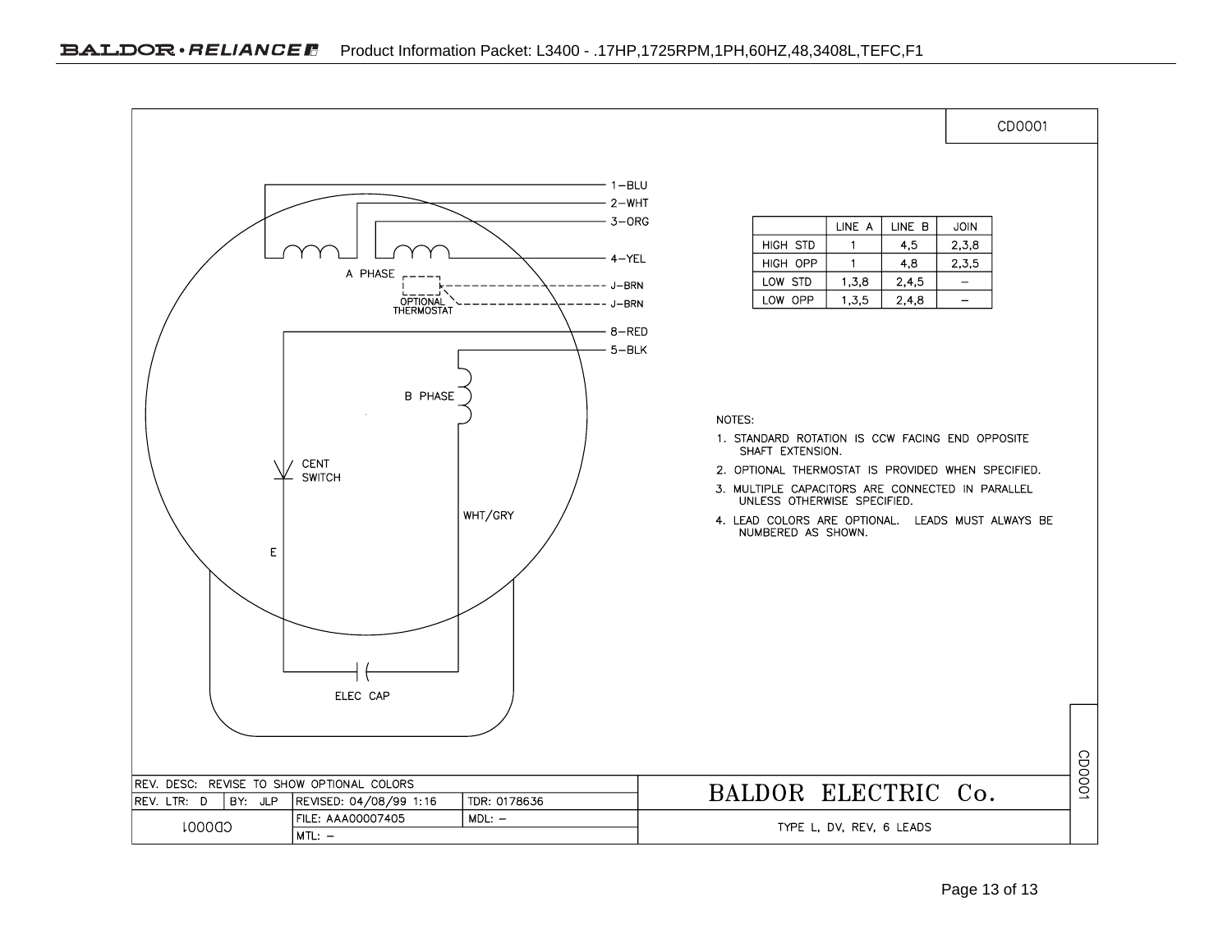CD0001

| | LINE A | LINE B | JOIN |
| --- | --- | --- | --- |
| HIGH STD | 1 | 4,5 | 2,3,8 |
| HIGH OPP | 1 | 4,8 | 2,3,5 |
| LOW STD | 1,3,8 | 2,4,5 | – |
| LOW OPP | 1,3,5 | 2,4,8 | – |

1–BLU
2–WHT
3–ORG
4–YEL
A PHASE
OPTIONAL THERMOSTAT
J–BRN
J–BRN
8–RED
5–BLK
B PHASE
CENT SWITCH
WHT/GRY
E
ELEC CAP

NOTES:

1. STANDARD ROTATION IS CCW FACING END OPPOSITE SHAFT EXTENSION.
2. OPTIONAL THERMOSTAT IS PROVIDED WHEN SPECIFIED.
3. MULTIPLE CAPACITORS ARE CONNECTED IN PARALLEL UNLESS OTHERWISE SPECIFIED.
4. LEAD COLORS ARE OPTIONAL. LEADS MUST ALWAYS BE NUMBERED AS SHOWN.

| | | | |
| --- | --- | --- | --- |
| REV. DESC: REVISE TO SHOW OPTIONAL COLORS | | | BALDOR ELECTRIC Co. |
| REV. LTR: D | BY: JLP | REVISED: 04/08/99 1:16 | TDR: 0178636 |
| CD0001 | FILE: AAA00007405 | MDL: – | TYPE L, DV, REV, 6 LEADS |
| | MTL: – | | |

CD0001